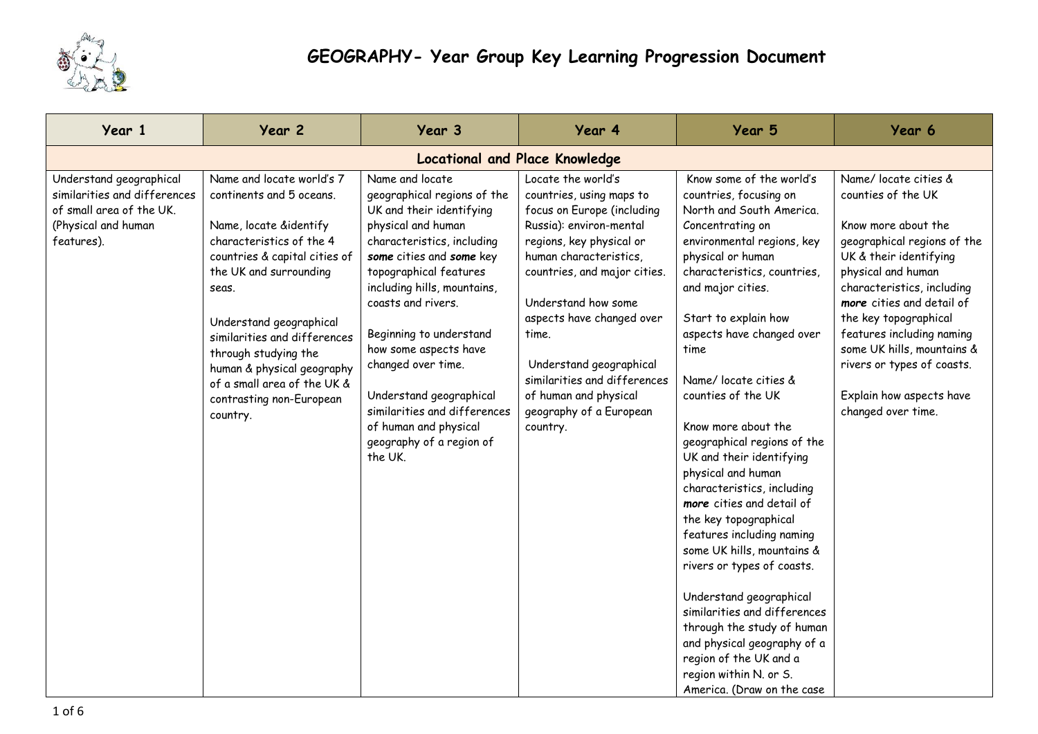# GEOGRAPHY- Year Group Key Learning Progression Document

| Year 1 | Year 2 | Year 3 | Year 4 | Year 5 | Year 6 |
|---|---|---|---|---|---|
| **Locational and Place Knowledge** | | | | | |
| Understand geographical similarities and differences of small area of the UK. (Physical and human features). | Name and locate world's 7 continents and 5 oceans.<br><br>Name, locate &identify characteristics of the 4 countries & capital cities of the UK and surrounding seas.<br><br>Understand geographical similarities and differences through studying the human & physical geography of a small area of the UK & contrasting non-European country. | Name and locate geographical regions of the UK and their identifying physical and human characteristics, including ***some*** cities and ***some*** key topographical features including hills, mountains, coasts and rivers.<br><br>Beginning to understand how some aspects have changed over time.<br><br>Understand geographical similarities and differences of human and physical geography of a region of the UK. | Locate the world's countries, using maps to focus on Europe (including Russia): environ-mental regions, key physical or human characteristics, countries, and major cities.<br><br>Understand how some aspects have changed over time.<br><br>Understand geographical similarities and differences of human and physical geography of a European country. | Know some of the world's countries, focusing on North and South America. Concentrating on environmental regions, key physical or human characteristics, countries, and major cities.<br><br>Start to explain how aspects have changed over time<br><br>Name/ locate cities & counties of the UK<br><br>Know more about the geographical regions of the UK and their identifying physical and human characteristics, including ***more*** cities and detail of the key topographical features including naming some UK hills, mountains & rivers or types of coasts.<br><br>Understand geographical similarities and differences through the study of human and physical geography of a region of the UK and a region within N. or S. America. (Draw on the case | Name/ locate cities & counties of the UK<br><br>Know more about the geographical regions of the UK & their identifying physical and human characteristics, including ***more*** cities and detail of the key topographical features including naming some UK hills, mountains & rivers or types of coasts.<br><br>Explain how aspects have changed over time. |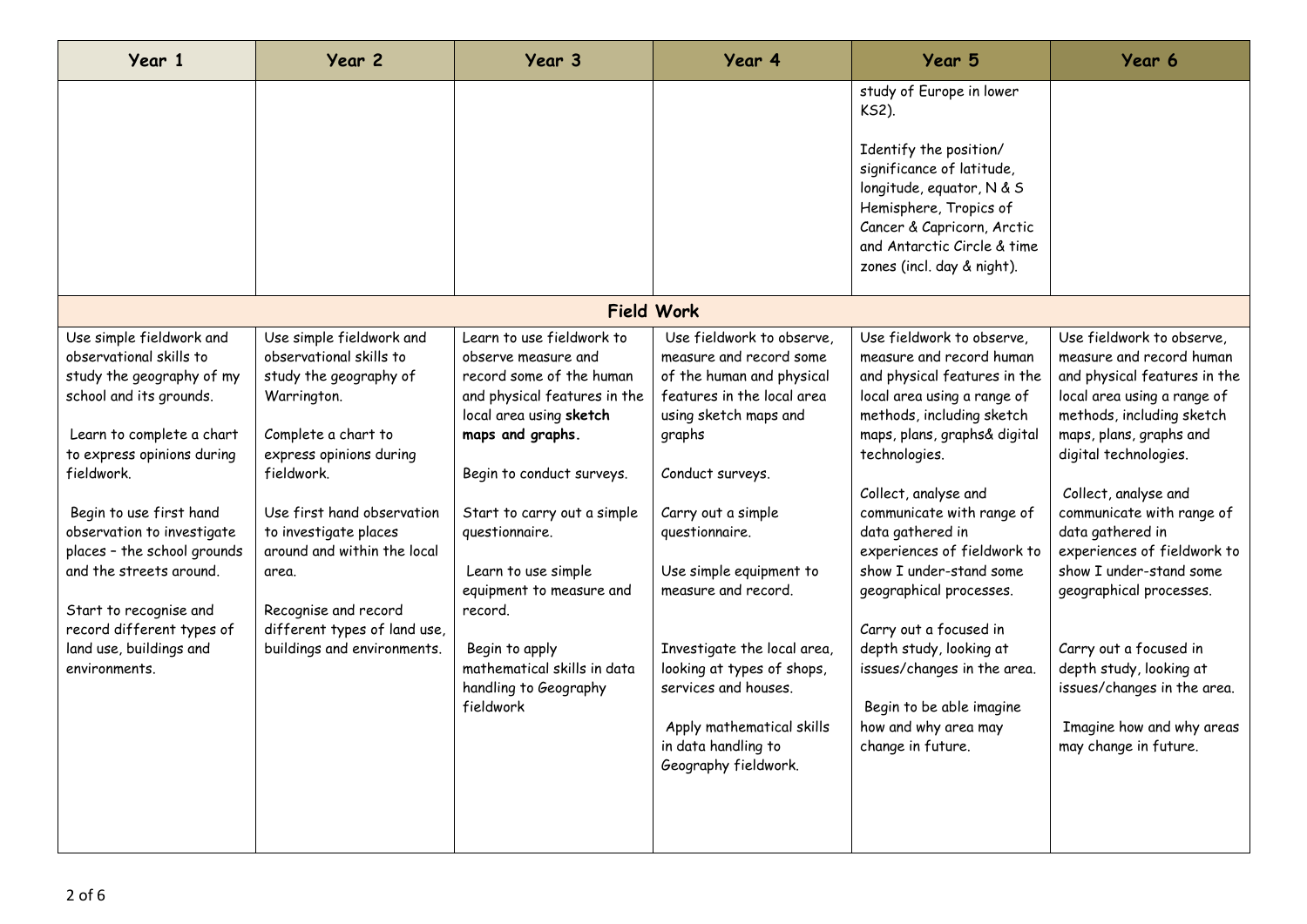| Year 1 | Year 2 | Year 3 | Year 4 | Year 5 | Year 6 |
| --- | --- | --- | --- | --- | --- |
| | | | | study of Europe in lower KS2).<br><br>Identify the position/ significance of latitude, longitude, equator, N & S Hemisphere, Tropics of Cancer & Capricorn, Arctic and Antarctic Circle & time zones (incl. day & night). | |
| **Field Work** | | | | | |
| Use simple fieldwork and observational skills to study the geography of my school and its grounds.<br><br>Learn to complete a chart to express opinions during fieldwork.<br><br>Begin to use first hand observation to investigate places – the school grounds and the streets around.<br><br>Start to recognise and record different types of land use, buildings and environments. | Use simple fieldwork and observational skills to study the geography of Warrington.<br><br>Complete a chart to express opinions during fieldwork.<br><br>Use first hand observation to investigate places around and within the local area.<br><br>Recognise and record different types of land use, buildings and environments. | Learn to use fieldwork to observe measure and record some of the human and physical features in the local area using **sketch maps and graphs.**<br><br>Begin to conduct surveys.<br><br>Start to carry out a simple questionnaire.<br><br>Learn to use simple equipment to measure and record.<br><br>Begin to apply mathematical skills in data handling to Geography fieldwork | Use fieldwork to observe, measure and record some of the human and physical features in the local area using sketch maps and graphs<br><br>Conduct surveys.<br><br>Carry out a simple questionnaire.<br><br>Use simple equipment to measure and record.<br><br>Investigate the local area, looking at types of shops, services and houses.<br><br>Apply mathematical skills in data handling to Geography fieldwork. | Use fieldwork to observe, measure and record human and physical features in the local area using a range of methods, including sketch maps, plans, graphs& digital technologies.<br><br>Collect, analyse and communicate with range of data gathered in experiences of fieldwork to show I under-stand some geographical processes.<br><br>Carry out a focused in depth study, looking at issues/changes in the area.<br><br>Begin to be able imagine how and why area may change in future. | Use fieldwork to observe, measure and record human and physical features in the local area using a range of methods, including sketch maps, plans, graphs and digital technologies.<br><br>Collect, analyse and communicate with range of data gathered in experiences of fieldwork to show I under-stand some geographical processes.<br><br>Carry out a focused in depth study, looking at issues/changes in the area.<br><br>Imagine how and why areas may change in future. |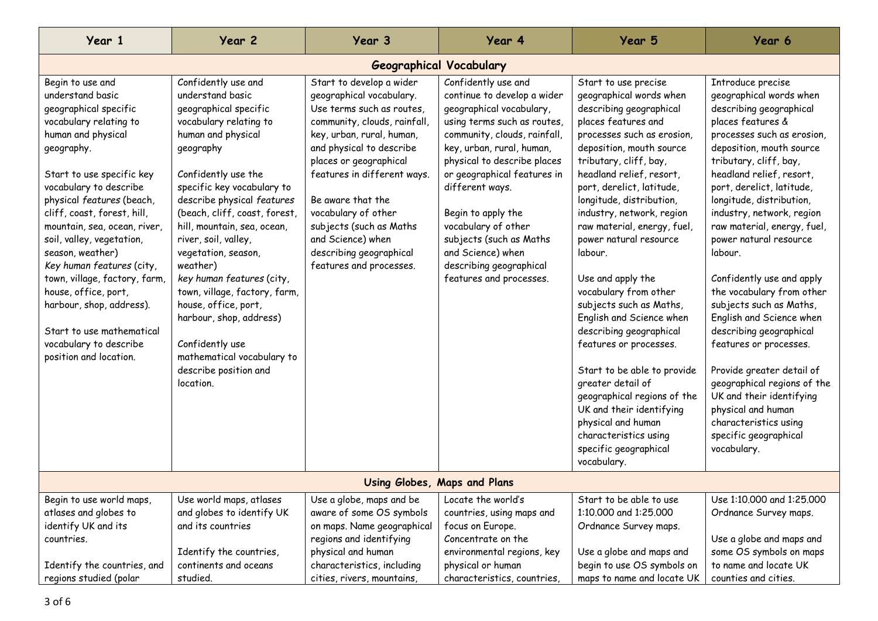| Year 1 | Year 2 | Year 3 | Year 4 | Year 5 | Year 6 |
|---|---|---|---|---|---|
| **Geographical Vocabulary** | | | | | |
| Begin to use and understand basic geographical specific vocabulary relating to human and physical geography.<br><br>Start to use specific key vocabulary to describe physical *features* (beach, cliff, coast, forest, hill, mountain, sea, ocean, river, soil, valley, vegetation, season, weather)<br>*Key human features* (city, town, village, factory, farm, house, office, port, harbour, shop, address).<br><br>Start to use mathematical vocabulary to describe position and location. | Confidently use and understand basic geographical specific vocabulary relating to human and physical geography<br><br>Confidently use the specific key vocabulary to describe physical *features* (beach, cliff, coast, forest, hill, mountain, sea, ocean, river, soil, valley, vegetation, season, weather)<br>*key human features* (city, town, village, factory, farm, house, office, port, harbour, shop, address)<br><br>Confidently use mathematical vocabulary to describe position and location. | Start to develop a wider geographical vocabulary. Use terms such as routes, community, clouds, rainfall, key, urban, rural, human, and physical to describe places or geographical features in different ways.<br><br>Be aware that the vocabulary of other subjects (such as Maths and Science) when describing geographical features and processes. | Confidently use and continue to develop a wider geographical vocabulary, using terms such as routes, community, clouds, rainfall, key, urban, rural, human, physical to describe places or geographical features in different ways.<br><br>Begin to apply the vocabulary of other subjects (such as Maths and Science) when describing geographical features and processes. | Start to use precise geographical words when describing geographical places features and processes such as erosion, deposition, mouth source tributary, cliff, bay, headland relief, resort, port, derelict, latitude, longitude, distribution, industry, network, region raw material, energy, fuel, power natural resource labour.<br><br>Use and apply the vocabulary from other subjects such as Maths, English and Science when describing geographical features or processes.<br><br>Start to be able to provide greater detail of geographical regions of the UK and their identifying physical and human characteristics using specific geographical vocabulary. | Introduce precise geographical words when describing geographical places features & processes such as erosion, deposition, mouth source tributary, cliff, bay, headland relief, resort, port, derelict, latitude, longitude, distribution, industry, network, region raw material, energy, fuel, power natural resource labour.<br><br>Confidently use and apply the vocabulary from other subjects such as Maths, English and Science when describing geographical features or processes.<br><br>Provide greater detail of geographical regions of the UK and their identifying physical and human characteristics using specific geographical vocabulary. |
| **Using Globes, Maps and Plans** | | | | | |
| Begin to use world maps, atlases and globes to identify UK and its countries.<br><br>Identify the countries, and regions studied (polar | Use world maps, atlases and globes to identify UK and its countries<br><br>Identify the countries, continents and oceans studied. | Use a globe, maps and be aware of some OS symbols on maps. Name geographical regions and identifying physical and human characteristics, including cities, rivers, mountains, | Locate the world's countries, using maps and focus on Europe. Concentrate on the environmental regions, key physical or human characteristics, countries, | Start to be able to use 1:10.000 and 1:25.000 Ordnance Survey maps.<br><br>Use a globe and maps and begin to use OS symbols on maps to name and locate UK | Use 1:10.000 and 1:25.000 Ordnance Survey maps.<br><br>Use a globe and maps and some OS symbols on maps to name and locate UK counties and cities. |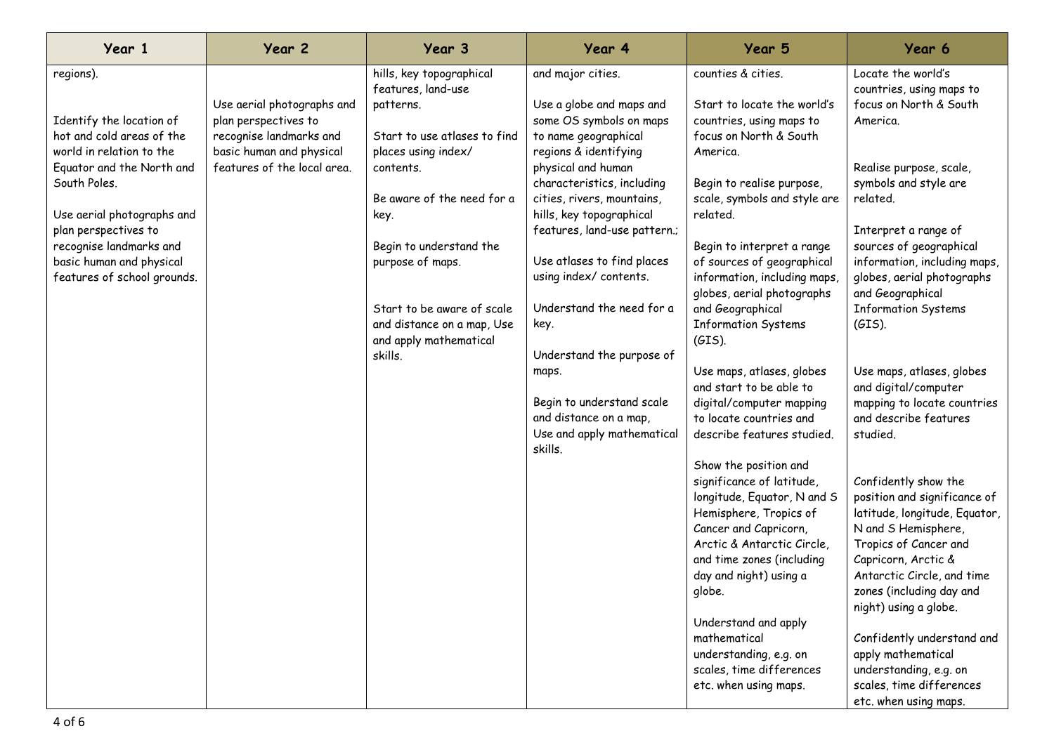| Year 1 | Year 2 | Year 3 | Year 4 | Year 5 | Year 6 |
|---|---|---|---|---|---|
| regions).<br><br>Identify the location of hot and cold areas of the world in relation to the Equator and the North and South Poles.<br><br>Use aerial photographs and plan perspectives to recognise landmarks and basic human and physical features of school grounds. | Use aerial photographs and plan perspectives to recognise landmarks and basic human and physical features of the local area. | hills, key topographical features, land-use patterns.<br><br>Start to use atlases to find places using index/ contents.<br><br>Be aware of the need for a key.<br><br>Begin to understand the purpose of maps.<br><br>Start to be aware of scale and distance on a map, Use and apply mathematical skills. | and major cities.<br><br>Use a globe and maps and some OS symbols on maps to name geographical regions & identifying physical and human characteristics, including cities, rivers, mountains, hills, key topographical features, land-use pattern.;<br><br>Use atlases to find places using index/ contents.<br><br>Understand the need for a key.<br><br>Understand the purpose of maps.<br><br>Begin to understand scale and distance on a map, Use and apply mathematical skills. | counties & cities.<br><br>Start to locate the world's countries, using maps to focus on North & South America.<br><br>Begin to realise purpose, scale, symbols and style are related.<br><br>Begin to interpret a range of sources of geographical information, including maps, globes, aerial photographs and Geographical Information Systems (GIS).<br><br>Use maps, atlases, globes and start to be able to digital/computer mapping to locate countries and describe features studied.<br><br>Show the position and significance of latitude, longitude, Equator, N and S Hemisphere, Tropics of Cancer and Capricorn, Arctic & Antarctic Circle, and time zones (including day and night) using a globe.<br><br>Understand and apply mathematical understanding, e.g. on scales, time differences etc. when using maps. | Locate the world's countries, using maps to focus on North & South America.<br><br>Realise purpose, scale, symbols and style are related.<br><br>Interpret a range of sources of geographical information, including maps, globes, aerial photographs and Geographical Information Systems (GIS).<br><br>Use maps, atlases, globes and digital/computer mapping to locate countries and describe features studied.<br><br>Confidently show the position and significance of latitude, longitude, Equator, N and S Hemisphere, Tropics of Cancer and Capricorn, Arctic & Antarctic Circle, and time zones (including day and night) using a globe.<br><br>Confidently understand and apply mathematical understanding, e.g. on scales, time differences etc. when using maps. |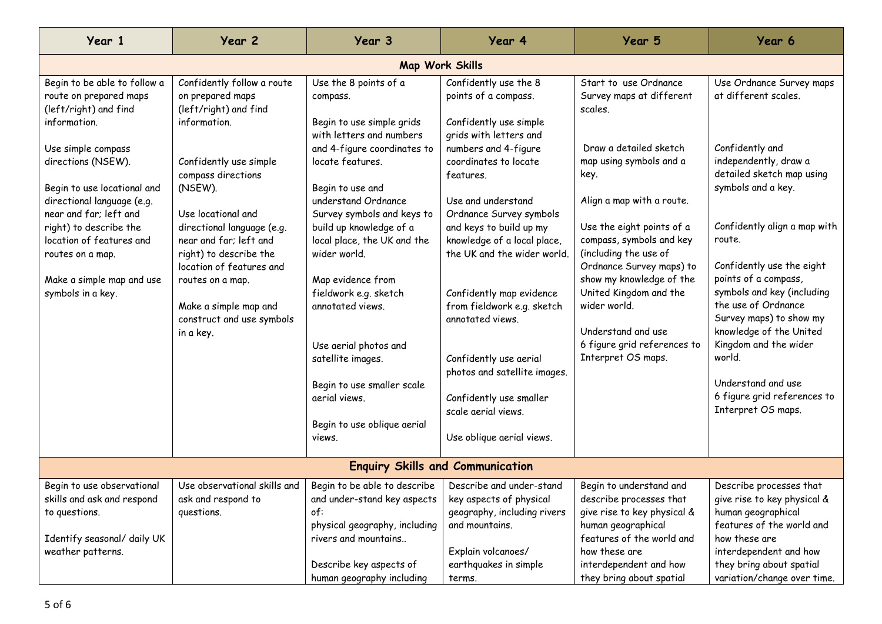| Year 1 | Year 2 | Year 3 | Year 4 | Year 5 | Year 6 |
|---|---|---|---|---|---|
| **Map Work Skills** | | | | | |
| Begin to be able to follow a route on prepared maps (left/right) and find information.<br><br>Use simple compass directions (NSEW).<br><br>Begin to use locational and directional language (e.g. near and far; left and right) to describe the location of features and routes on a map.<br><br>Make a simple map and use symbols in a key. | Confidently follow a route on prepared maps (left/right) and find information.<br><br>Confidently use simple compass directions (NSEW).<br><br>Use locational and directional language (e.g. near and far; left and right) to describe the location of features and routes on a map.<br><br>Make a simple map and construct and use symbols in a key. | Use the 8 points of a compass.<br><br>Begin to use simple grids with letters and numbers and 4-figure coordinates to locate features.<br><br>Begin to use and understand Ordnance Survey symbols and keys to build up knowledge of a local place, the UK and the wider world.<br><br>Map evidence from fieldwork e.g. sketch annotated views.<br><br>Use aerial photos and satellite images.<br><br>Begin to use smaller scale aerial views.<br><br>Begin to use oblique aerial views. | Confidently use the 8 points of a compass.<br><br>Confidently use simple grids with letters and numbers and 4-figure coordinates to locate features.<br><br>Use and understand Ordnance Survey symbols and keys to build up my knowledge of a local place, the UK and the wider world.<br><br>Confidently map evidence from fieldwork e.g. sketch annotated views.<br><br>Confidently use aerial photos and satellite images.<br><br>Confidently use smaller scale aerial views.<br><br>Use oblique aerial views. | Start to use Ordnance Survey maps at different scales.<br><br>Draw a detailed sketch map using symbols and a key.<br><br>Align a map with a route.<br><br>Use the eight points of a compass, symbols and key (including the use of Ordnance Survey maps) to show my knowledge of the United Kingdom and the wider world.<br><br>Understand and use 6 figure grid references to Interpret OS maps. | Use Ordnance Survey maps at different scales.<br><br>Confidently and independently, draw a detailed sketch map using symbols and a key.<br><br>Confidently align a map with route.<br><br>Confidently use the eight points of a compass, symbols and key (including the use of Ordnance Survey maps) to show my knowledge of the United Kingdom and the wider world.<br><br>Understand and use 6 figure grid references to Interpret OS maps. |
| **Enquiry Skills and Communication** | | | | | |
| Begin to use observational skills and ask and respond to questions.<br><br>Identify seasonal/ daily UK weather patterns. | Use observational skills and ask and respond to questions. | Begin to be able to describe and under-stand key aspects of:<br>physical geography, including rivers and mountains..<br><br>Describe key aspects of human geography including | Describe and under-stand key aspects of physical geography, including rivers and mountains.<br><br>Explain volcanoes/ earthquakes in simple terms. | Begin to understand and describe processes that give rise to key physical & human geographical features of the world and how these are interdependent and how they bring about spatial | Describe processes that give rise to key physical & human geographical features of the world and how these are interdependent and how they bring about spatial variation/change over time. |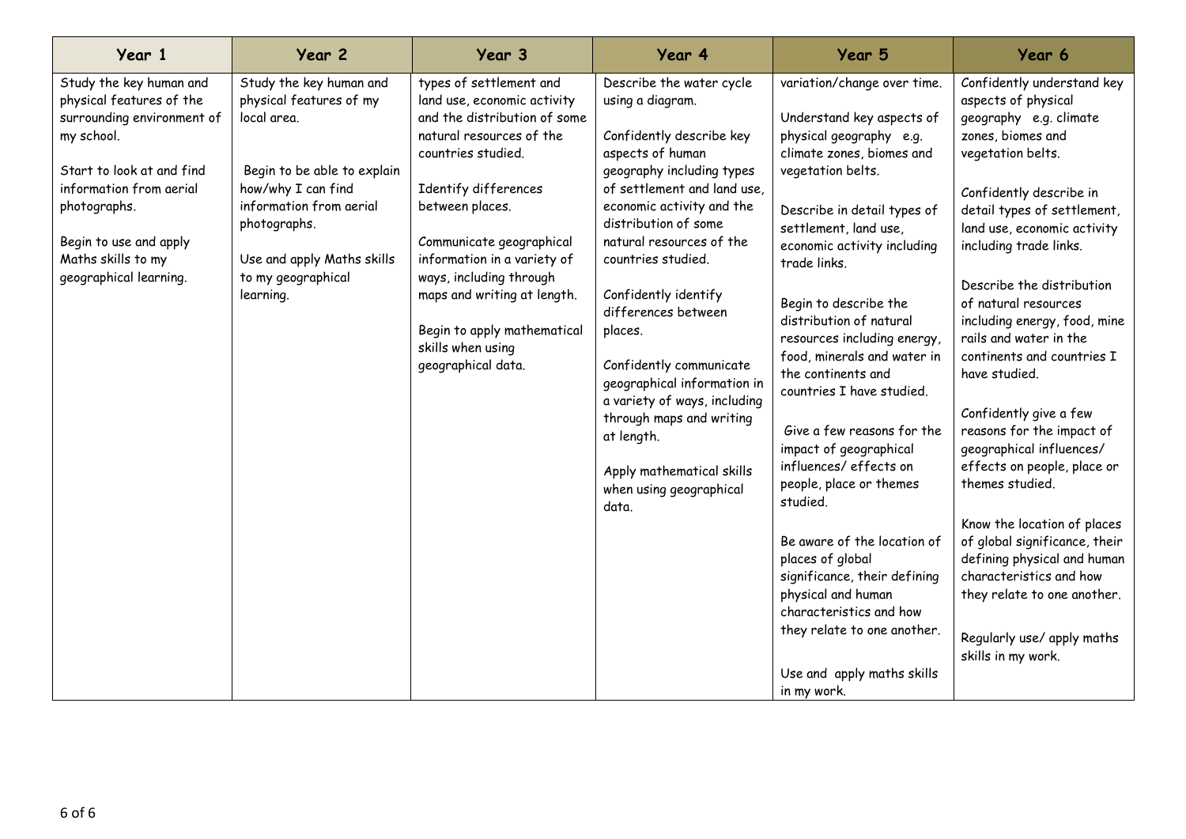| Year 1 | Year 2 | Year 3 | Year 4 | Year 5 | Year 6 |
|---|---|---|---|---|---|
| Study the key human and physical features of the surrounding environment of my school.<br><br>Start to look at and find information from aerial photographs.<br><br>Begin to use and apply Maths skills to my geographical learning. | Study the key human and physical features of my local area.<br><br>Begin to be able to explain how/why I can find information from aerial photographs.<br><br>Use and apply Maths skills to my geographical learning. | types of settlement and land use, economic activity and the distribution of some natural resources of the countries studied.<br><br>Identify differences between places.<br><br>Communicate geographical information in a variety of ways, including through maps and writing at length.<br><br>Begin to apply mathematical skills when using geographical data. | Describe the water cycle using a diagram.<br><br>Confidently describe key aspects of human geography including types of settlement and land use, economic activity and the distribution of some natural resources of the countries studied.<br><br>Confidently identify differences between places.<br><br>Confidently communicate geographical information in a variety of ways, including through maps and writing at length.<br><br>Apply mathematical skills when using geographical data. | variation/change over time.<br><br>Understand key aspects of physical geography e.g. climate zones, biomes and vegetation belts.<br><br>Describe in detail types of settlement, land use, economic activity including trade links.<br><br>Begin to describe the distribution of natural resources including energy, food, minerals and water in the continents and countries I have studied.<br><br>Give a few reasons for the impact of geographical influences/ effects on people, place or themes studied.<br><br>Be aware of the location of places of global significance, their defining physical and human characteristics and how they relate to one another.<br><br>Use and apply maths skills in my work. | Confidently understand key aspects of physical geography e.g. climate zones, biomes and vegetation belts.<br><br>Confidently describe in detail types of settlement, land use, economic activity including trade links.<br><br>Describe the distribution of natural resources including energy, food, mine rails and water in the continents and countries I have studied.<br><br>Confidently give a few reasons for the impact of geographical influences/ effects on people, place or themes studied.<br><br>Know the location of places of global significance, their defining physical and human characteristics and how they relate to one another.<br><br>Regularly use/ apply maths skills in my work. |